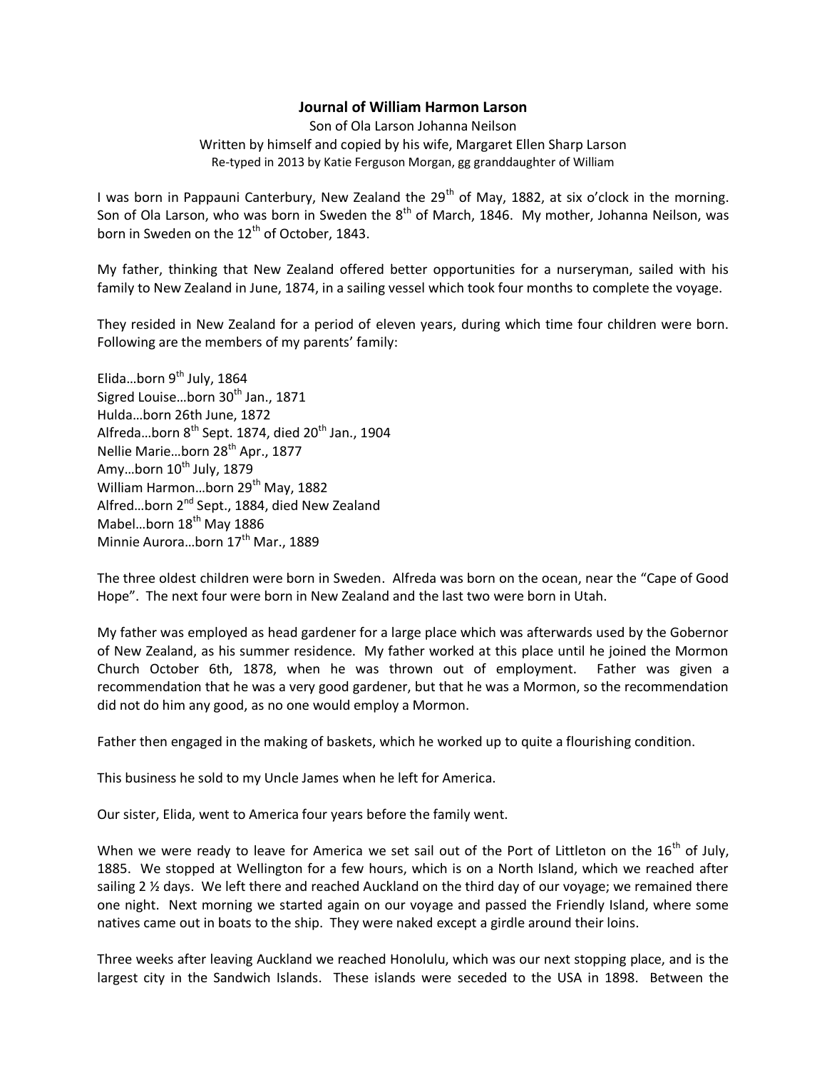# Journal of William Harmon Larson

Son of Ola Larson Johanna Neilson
Written by himself and copied by his wife, Margaret Ellen Sharp Larson
Re-typed in 2013 by Katie Ferguson Morgan, gg granddaughter of William

I was born in Pappauni Canterbury, New Zealand the 29th of May, 1882, at six o'clock in the morning. Son of Ola Larson, who was born in Sweden the 8th of March, 1846. My mother, Johanna Neilson, was born in Sweden on the 12th of October, 1843.

My father, thinking that New Zealand offered better opportunities for a nurseryman, sailed with his family to New Zealand in June, 1874, in a sailing vessel which took four months to complete the voyage.

They resided in New Zealand for a period of eleven years, during which time four children were born. Following are the members of my parents' family:

Elida…born 9th July, 1864
Sigred Louise…born 30th Jan., 1871
Hulda…born 26th June, 1872
Alfreda…born 8th Sept. 1874, died 20th Jan., 1904
Nellie Marie…born 28th Apr., 1877
Amy…born 10th July, 1879
William Harmon…born 29th May, 1882
Alfred…born 2nd Sept., 1884, died New Zealand
Mabel…born 18th May 1886
Minnie Aurora…born 17th Mar., 1889

The three oldest children were born in Sweden. Alfreda was born on the ocean, near the "Cape of Good Hope". The next four were born in New Zealand and the last two were born in Utah.

My father was employed as head gardener for a large place which was afterwards used by the Gobernor of New Zealand, as his summer residence. My father worked at this place until he joined the Mormon Church October 6th, 1878, when he was thrown out of employment. Father was given a recommendation that he was a very good gardener, but that he was a Mormon, so the recommendation did not do him any good, as no one would employ a Mormon.

Father then engaged in the making of baskets, which he worked up to quite a flourishing condition.

This business he sold to my Uncle James when he left for America.

Our sister, Elida, went to America four years before the family went.

When we were ready to leave for America we set sail out of the Port of Littleton on the 16th of July, 1885. We stopped at Wellington for a few hours, which is on a North Island, which we reached after sailing 2 ½ days. We left there and reached Auckland on the third day of our voyage; we remained there one night. Next morning we started again on our voyage and passed the Friendly Island, where some natives came out in boats to the ship. They were naked except a girdle around their loins.

Three weeks after leaving Auckland we reached Honolulu, which was our next stopping place, and is the largest city in the Sandwich Islands. These islands were seceded to the USA in 1898. Between the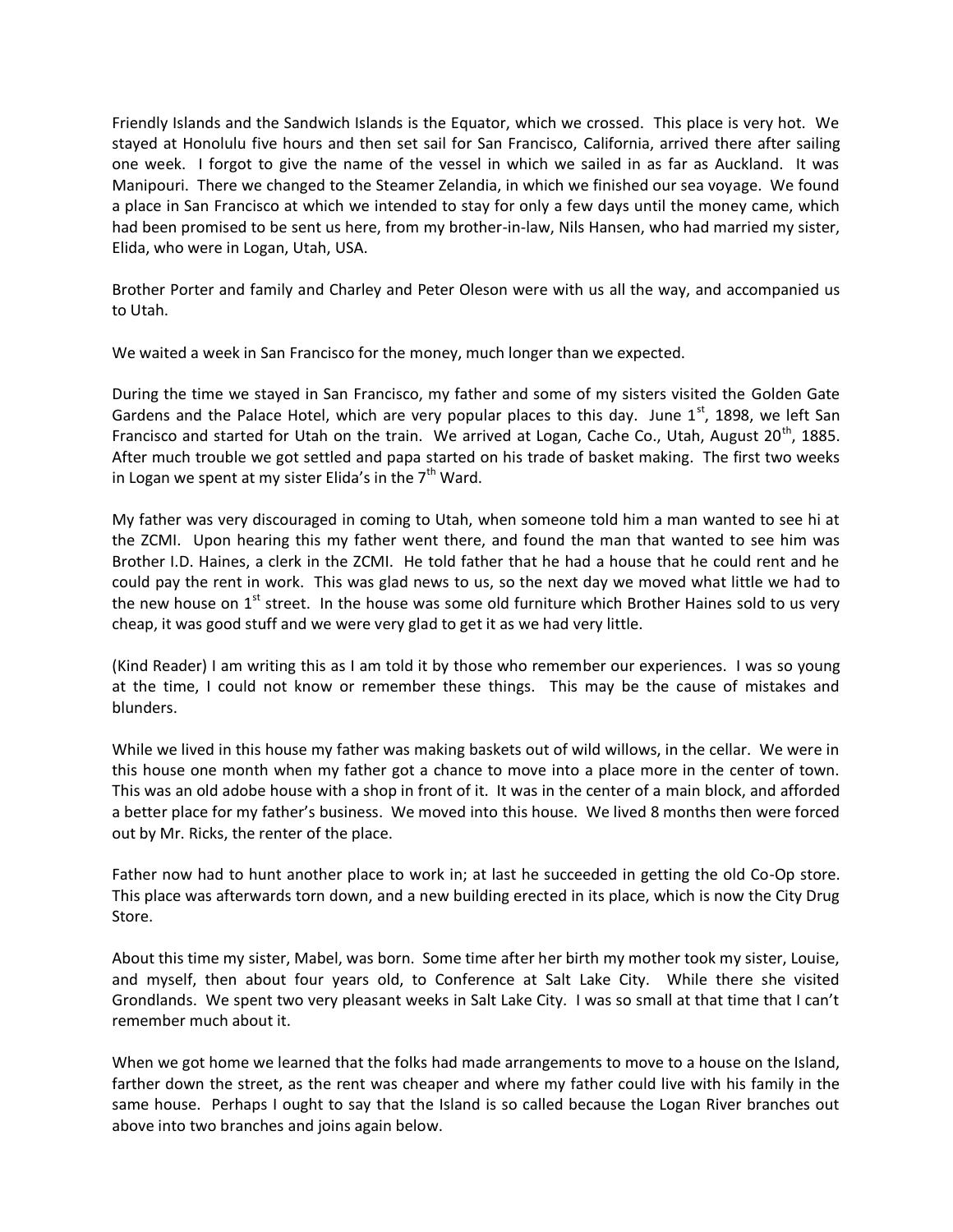Friendly Islands and the Sandwich Islands is the Equator, which we crossed. This place is very hot. We stayed at Honolulu five hours and then set sail for San Francisco, California, arrived there after sailing one week. I forgot to give the name of the vessel in which we sailed in as far as Auckland. It was Manipouri. There we changed to the Steamer Zelandia, in which we finished our sea voyage. We found a place in San Francisco at which we intended to stay for only a few days until the money came, which had been promised to be sent us here, from my brother-in-law, Nils Hansen, who had married my sister, Elida, who were in Logan, Utah, USA.

Brother Porter and family and Charley and Peter Oleson were with us all the way, and accompanied us to Utah.

We waited a week in San Francisco for the money, much longer than we expected.

During the time we stayed in San Francisco, my father and some of my sisters visited the Golden Gate Gardens and the Palace Hotel, which are very popular places to this day. June 1st, 1898, we left San Francisco and started for Utah on the train. We arrived at Logan, Cache Co., Utah, August 20th, 1885. After much trouble we got settled and papa started on his trade of basket making. The first two weeks in Logan we spent at my sister Elida's in the 7th Ward.

My father was very discouraged in coming to Utah, when someone told him a man wanted to see hi at the ZCMI. Upon hearing this my father went there, and found the man that wanted to see him was Brother I.D. Haines, a clerk in the ZCMI. He told father that he had a house that he could rent and he could pay the rent in work. This was glad news to us, so the next day we moved what little we had to the new house on 1st street. In the house was some old furniture which Brother Haines sold to us very cheap, it was good stuff and we were very glad to get it as we had very little.

(Kind Reader) I am writing this as I am told it by those who remember our experiences. I was so young at the time, I could not know or remember these things. This may be the cause of mistakes and blunders.

While we lived in this house my father was making baskets out of wild willows, in the cellar. We were in this house one month when my father got a chance to move into a place more in the center of town. This was an old adobe house with a shop in front of it. It was in the center of a main block, and afforded a better place for my father's business. We moved into this house. We lived 8 months then were forced out by Mr. Ricks, the renter of the place.

Father now had to hunt another place to work in; at last he succeeded in getting the old Co-Op store. This place was afterwards torn down, and a new building erected in its place, which is now the City Drug Store.

About this time my sister, Mabel, was born. Some time after her birth my mother took my sister, Louise, and myself, then about four years old, to Conference at Salt Lake City. While there she visited Grondlands. We spent two very pleasant weeks in Salt Lake City. I was so small at that time that I can't remember much about it.

When we got home we learned that the folks had made arrangements to move to a house on the Island, farther down the street, as the rent was cheaper and where my father could live with his family in the same house. Perhaps I ought to say that the Island is so called because the Logan River branches out above into two branches and joins again below.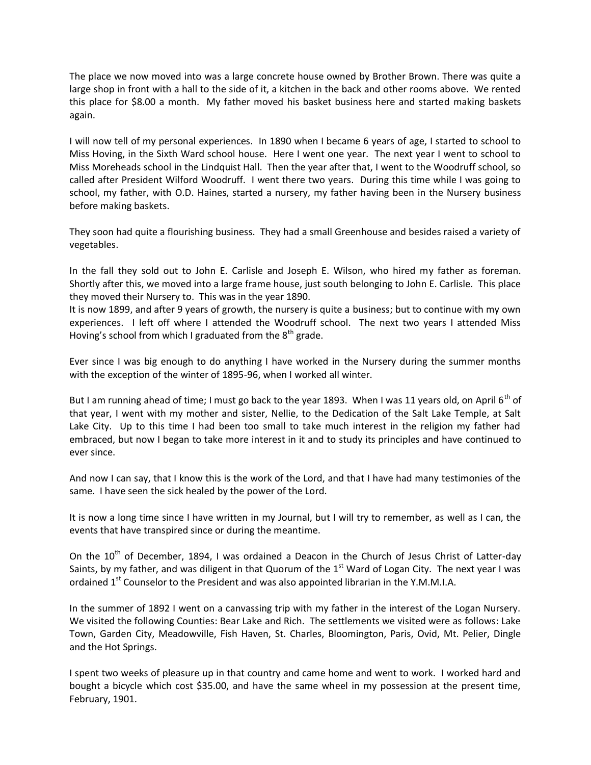The place we now moved into was a large concrete house owned by Brother Brown. There was quite a large shop in front with a hall to the side of it, a kitchen in the back and other rooms above. We rented this place for $8.00 a month. My father moved his basket business here and started making baskets again.

I will now tell of my personal experiences. In 1890 when I became 6 years of age, I started to school to Miss Hoving, in the Sixth Ward school house. Here I went one year. The next year I went to school to Miss Moreheads school in the Lindquist Hall. Then the year after that, I went to the Woodruff school, so called after President Wilford Woodruff. I went there two years. During this time while I was going to school, my father, with O.D. Haines, started a nursery, my father having been in the Nursery business before making baskets.

They soon had quite a flourishing business. They had a small Greenhouse and besides raised a variety of vegetables.

In the fall they sold out to John E. Carlisle and Joseph E. Wilson, who hired my father as foreman. Shortly after this, we moved into a large frame house, just south belonging to John E. Carlisle. This place they moved their Nursery to. This was in the year 1890.

It is now 1899, and after 9 years of growth, the nursery is quite a business; but to continue with my own experiences. I left off where I attended the Woodruff school. The next two years I attended Miss Hoving's school from which I graduated from the 8th grade.

Ever since I was big enough to do anything I have worked in the Nursery during the summer months with the exception of the winter of 1895-96, when I worked all winter.

But I am running ahead of time; I must go back to the year 1893. When I was 11 years old, on April 6th of that year, I went with my mother and sister, Nellie, to the Dedication of the Salt Lake Temple, at Salt Lake City. Up to this time I had been too small to take much interest in the religion my father had embraced, but now I began to take more interest in it and to study its principles and have continued to ever since.

And now I can say, that I know this is the work of the Lord, and that I have had many testimonies of the same. I have seen the sick healed by the power of the Lord.

It is now a long time since I have written in my Journal, but I will try to remember, as well as I can, the events that have transpired since or during the meantime.

On the 10th of December, 1894, I was ordained a Deacon in the Church of Jesus Christ of Latter-day Saints, by my father, and was diligent in that Quorum of the 1st Ward of Logan City. The next year I was ordained 1st Counselor to the President and was also appointed librarian in the Y.M.M.I.A.

In the summer of 1892 I went on a canvassing trip with my father in the interest of the Logan Nursery. We visited the following Counties: Bear Lake and Rich. The settlements we visited were as follows: Lake Town, Garden City, Meadowville, Fish Haven, St. Charles, Bloomington, Paris, Ovid, Mt. Pelier, Dingle and the Hot Springs.

I spent two weeks of pleasure up in that country and came home and went to work. I worked hard and bought a bicycle which cost $35.00, and have the same wheel in my possession at the present time, February, 1901.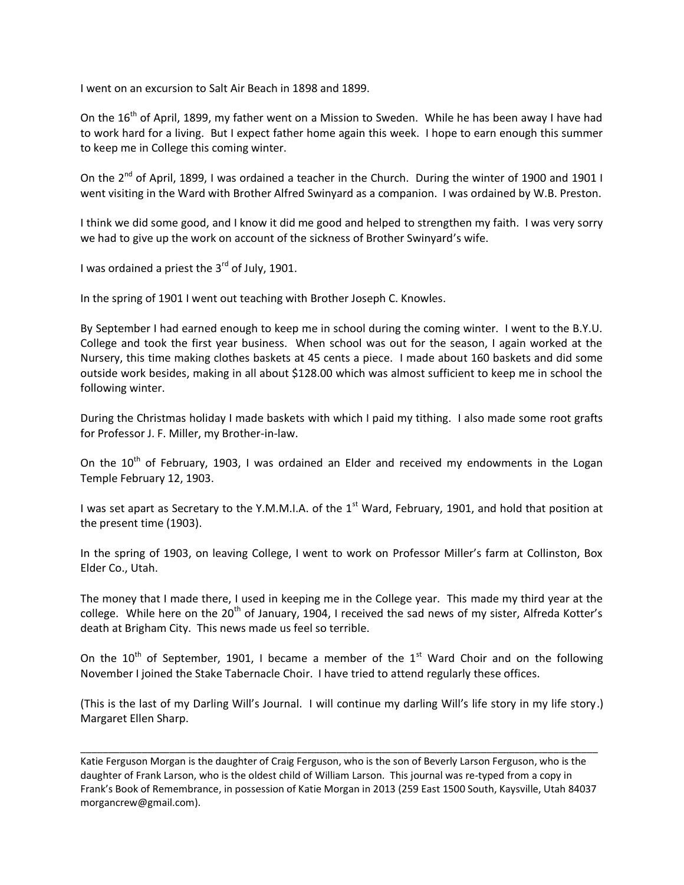I went on an excursion to Salt Air Beach in 1898 and 1899.

On the 16th of April, 1899, my father went on a Mission to Sweden. While he has been away I have had to work hard for a living. But I expect father home again this week. I hope to earn enough this summer to keep me in College this coming winter.

On the 2nd of April, 1899, I was ordained a teacher in the Church. During the winter of 1900 and 1901 I went visiting in the Ward with Brother Alfred Swinyard as a companion. I was ordained by W.B. Preston.

I think we did some good, and I know it did me good and helped to strengthen my faith. I was very sorry we had to give up the work on account of the sickness of Brother Swinyard's wife.

I was ordained a priest the 3rd of July, 1901.

In the spring of 1901 I went out teaching with Brother Joseph C. Knowles.

By September I had earned enough to keep me in school during the coming winter. I went to the B.Y.U. College and took the first year business. When school was out for the season, I again worked at the Nursery, this time making clothes baskets at 45 cents a piece. I made about 160 baskets and did some outside work besides, making in all about $128.00 which was almost sufficient to keep me in school the following winter.

During the Christmas holiday I made baskets with which I paid my tithing. I also made some root grafts for Professor J. F. Miller, my Brother-in-law.

On the 10th of February, 1903, I was ordained an Elder and received my endowments in the Logan Temple February 12, 1903.

I was set apart as Secretary to the Y.M.M.I.A. of the 1st Ward, February, 1901, and hold that position at the present time (1903).

In the spring of 1903, on leaving College, I went to work on Professor Miller's farm at Collinston, Box Elder Co., Utah.

The money that I made there, I used in keeping me in the College year. This made my third year at the college. While here on the 20th of January, 1904, I received the sad news of my sister, Alfreda Kotter's death at Brigham City. This news made us feel so terrible.

On the 10th of September, 1901, I became a member of the 1st Ward Choir and on the following November I joined the Stake Tabernacle Choir. I have tried to attend regularly these offices.

(This is the last of my Darling Will's Journal. I will continue my darling Will's life story in my life story.) Margaret Ellen Sharp.

---

Katie Ferguson Morgan is the daughter of Craig Ferguson, who is the son of Beverly Larson Ferguson, who is the daughter of Frank Larson, who is the oldest child of William Larson. This journal was re-typed from a copy in Frank's Book of Remembrance, in possession of Katie Morgan in 2013 (259 East 1500 South, Kaysville, Utah 84037 morgancrew@gmail.com).